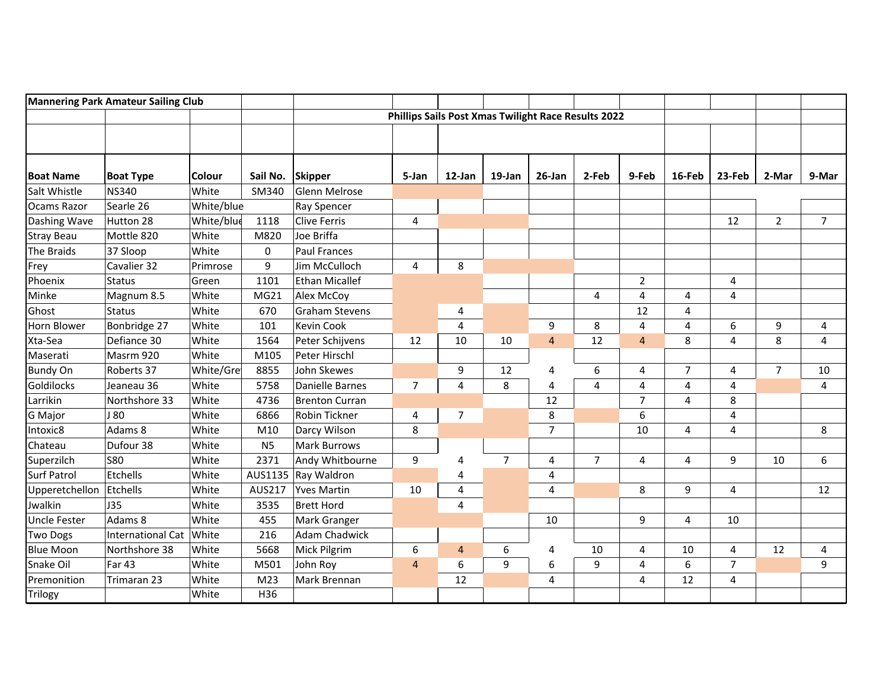**Mannering Park Amateur Sailing Club**

**Phillips Sails Post Xmas Twilight Race Results 2022**

| Boat Name | Boat Type | Colour | Sail No. | Skipper | 5-Jan | 12-Jan | 19-Jan | 26-Jan | 2-Feb | 9-Feb | 16-Feb | 23-Feb | 2-Mar | 9-Mar |
|---|---|---|---|---|---|---|---|---|---|---|---|---|---|---|
| Salt Whistle | NS340 | White | SM340 | Glenn Melrose | | | | | | | | | | |
| Ocams Razor | Searle 26 | White/blue | | Ray Spencer | | | | | | | | | | |
| Dashing Wave | Hutton 28 | White/blue | 1118 | Clive Ferris | 4 | | | | | | | 12 | 2 | 7 |
| Stray Beau | Mottle 820 | White | M820 | Joe Briffa | | | | | | | | | | |
| The Braids | 37 Sloop | White | 0 | Paul Frances | | | | | | | | | | |
| Frey | Cavalier 32 | Primrose | 9 | Jim McCulloch | 4 | 8 | | | | | | | | |
| Phoenix | Status | Green | 1101 | Ethan Micallef | | | | | | 2 | | 4 | | |
| Minke | Magnum 8.5 | White | MG21 | Alex McCoy | | | | | 4 | 4 | 4 | 4 | | |
| Ghost | Status | White | 670 | Graham Stevens | | 4 | | | | 12 | 4 | | | |
| Horn Blower | Bonbridge 27 | White | 101 | Kevin Cook | | 4 | | 9 | 8 | 4 | 4 | 6 | 9 | 4 |
| Xta-Sea | Defiance 30 | White | 1564 | Peter Schijvens | 12 | 10 | 10 | 4 | 12 | 4 | 8 | 4 | 8 | 4 |
| Maserati | Masrm 920 | White | M105 | Peter Hirschl | | | | | | | | | | |
| Bundy On | Roberts 37 | White/Gre | 8855 | John Skewes | | 9 | 12 | 4 | 6 | 4 | 7 | 4 | 7 | 10 |
| Goldilocks | Jeaneau 36 | White | 5758 | Danielle Barnes | 7 | 4 | 8 | 4 | 4 | 4 | 4 | 4 | | 4 |
| Larrikin | Northshore 33 | White | 4736 | Brenton Curran | | | | 12 | | 7 | 4 | 8 | | |
| G Major | J 80 | White | 6866 | Robin Tickner | 4 | 7 | | 8 | | 6 | | 4 | | |
| Intoxic8 | Adams 8 | White | M10 | Darcy Wilson | 8 | | | 7 | | 10 | 4 | 4 | | 8 |
| Chateau | Dufour 38 | White | N5 | Mark Burrows | | | | | | | | | | |
| Superzilch | S80 | White | 2371 | Andy Whitbourne | 9 | 4 | 7 | 4 | 7 | 4 | 4 | 9 | 10 | 6 |
| Surf Patrol | Etchells | White | AUS1135 | Ray Waldron | | 4 | | 4 | | | | | | |
| Upperetchellon | Etchells | White | AUS217 | Yves Martin | 10 | 4 | | 4 | | 8 | 9 | 4 | | 12 |
| Jwalkin | J35 | White | 3535 | Brett Hord | | 4 | | | | | | | | |
| Uncle Fester | Adams 8 | White | 455 | Mark Granger | | | | 10 | | 9 | 4 | 10 | | |
| Two Dogs | International Cat | White | 216 | Adam Chadwick | | | | | | | | | | |
| Blue Moon | Northshore 38 | White | 5668 | Mick Pilgrim | 6 | 4 | 6 | 4 | 10 | 4 | 10 | 4 | 12 | 4 |
| Snake Oil | Far 43 | White | M501 | John Roy | 4 | 6 | 9 | 6 | 9 | 4 | 6 | 7 | | 9 |
| Premonition | Trimaran 23 | White | M23 | Mark Brennan | | 12 | | 4 | | 4 | 12 | 4 | | |
| Trilogy | | White | H36 | | | | | | | | | | | |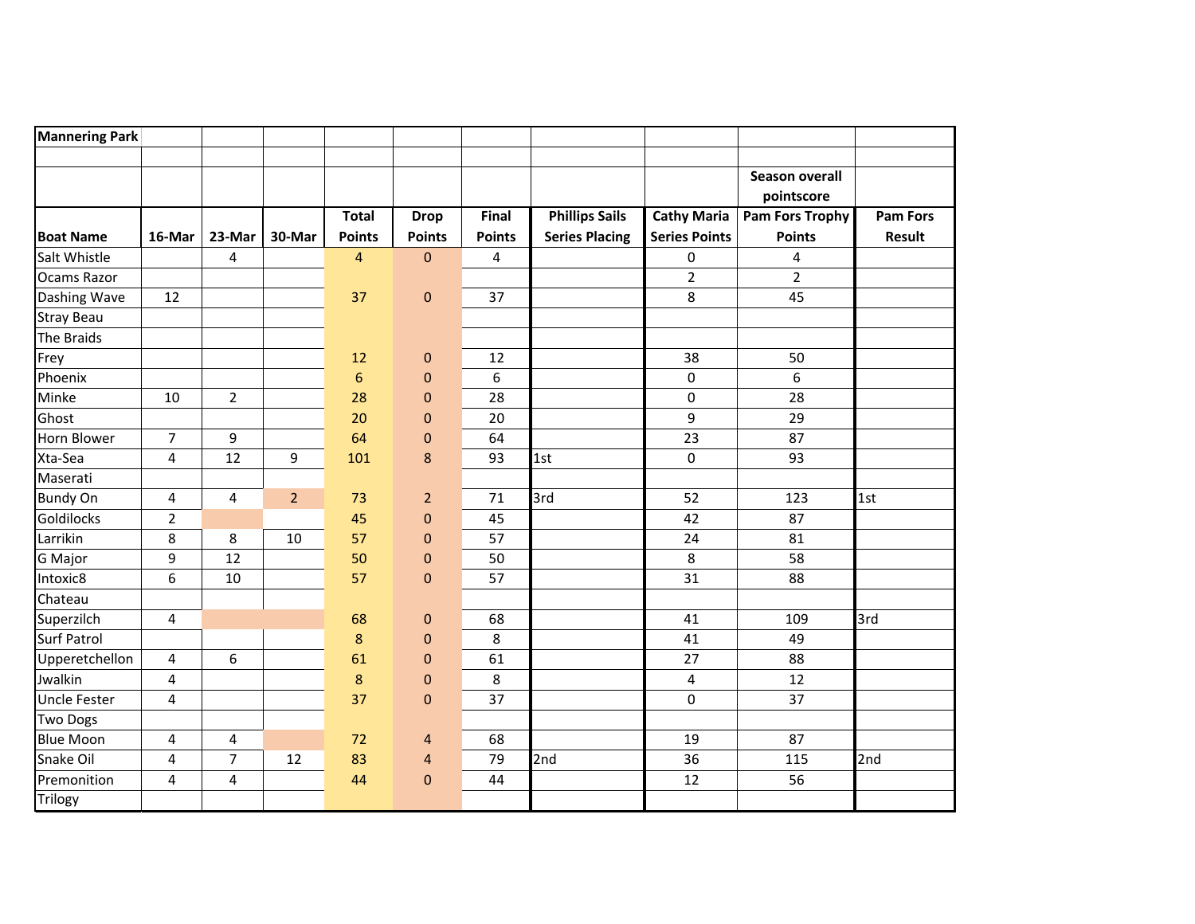| Mannering Park | | | | | | | | | | |
|---|---|---|---|---|---|---|---|---|---|---|
| | | | | | | | | | Season overall pointscore | |
| Boat Name | 16-Mar | 23-Mar | 30-Mar | Total Points | Drop Points | Final Points | Phillips Sails Series Placing | Cathy Maria Series Points | Pam Fors Trophy Points | Pam Fors Result |
| Salt Whistle | | 4 | | 4 | 0 | 4 | | 0 | 4 | |
| Ocams Razor | | | | | | | | 2 | 2 | |
| Dashing Wave | 12 | | | 37 | 0 | 37 | | 8 | 45 | |
| Stray Beau | | | | | | | | | | |
| The Braids | | | | | | | | | | |
| Frey | | | | 12 | 0 | 12 | | 38 | 50 | |
| Phoenix | | | | 6 | 0 | 6 | | 0 | 6 | |
| Minke | 10 | 2 | | 28 | 0 | 28 | | 0 | 28 | |
| Ghost | | | | 20 | 0 | 20 | | 9 | 29 | |
| Horn Blower | 7 | 9 | | 64 | 0 | 64 | | 23 | 87 | |
| Xta-Sea | 4 | 12 | 9 | 101 | 8 | 93 | 1st | 0 | 93 | |
| Maserati | | | | | | | | | | |
| Bundy On | 4 | 4 | 2 | 73 | 2 | 71 | 3rd | 52 | 123 | 1st |
| Goldilocks | 2 | | | 45 | 0 | 45 | | 42 | 87 | |
| Larrikin | 8 | 8 | 10 | 57 | 0 | 57 | | 24 | 81 | |
| G Major | 9 | 12 | | 50 | 0 | 50 | | 8 | 58 | |
| Intoxic8 | 6 | 10 | | 57 | 0 | 57 | | 31 | 88 | |
| Chateau | | | | | | | | | | |
| Superzilch | 4 | | | 68 | 0 | 68 | | 41 | 109 | 3rd |
| Surf Patrol | | | | 8 | 0 | 8 | | 41 | 49 | |
| Upperetchellon | 4 | 6 | | 61 | 0 | 61 | | 27 | 88 | |
| Jwalkin | 4 | | | 8 | 0 | 8 | | 4 | 12 | |
| Uncle Fester | 4 | | | 37 | 0 | 37 | | 0 | 37 | |
| Two Dogs | | | | | | | | | | |
| Blue Moon | 4 | 4 | | 72 | 4 | 68 | | 19 | 87 | |
| Snake Oil | 4 | 7 | 12 | 83 | 4 | 79 | 2nd | 36 | 115 | 2nd |
| Premonition | 4 | 4 | | 44 | 0 | 44 | | 12 | 56 | |
| Trilogy | | | | | | | | | | |